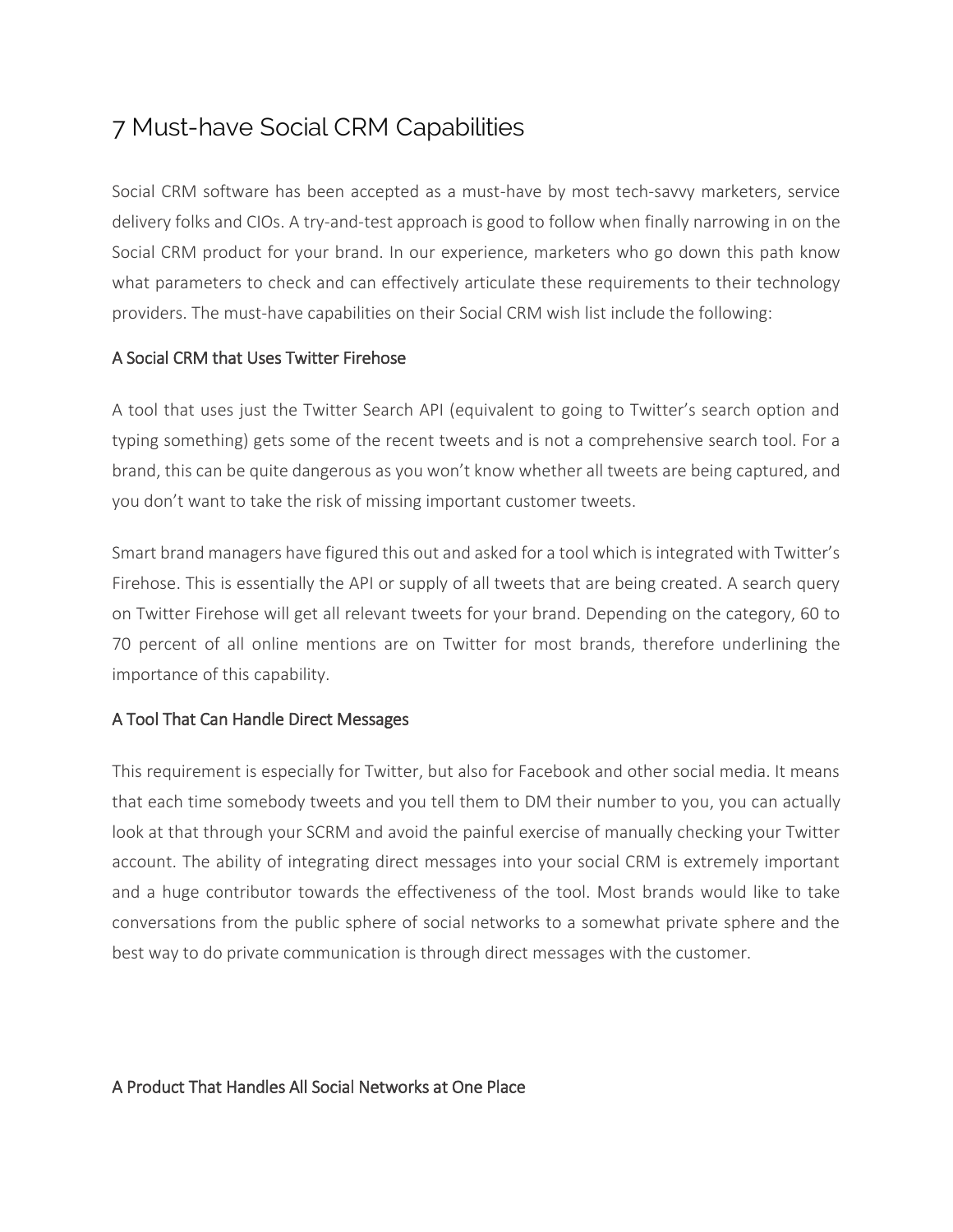# 7 Must-have Social CRM Capabilities

Social CRM software has been accepted as a must-have by most tech-savvy marketers, service delivery folks and CIOs. A try-and-test approach is good to follow when finally narrowing in on the Social CRM product for your brand. In our experience, marketers who go down this path know what parameters to check and can effectively articulate these requirements to their technology providers. The must-have capabilities on their Social CRM wish list include the following:

## A Social CRM that Uses Twitter Firehose

A tool that uses just the Twitter Search API (equivalent to going to Twitter's search option and typing something) gets some of the recent tweets and is not a comprehensive search tool. For a brand, this can be quite dangerous as you won't know whether all tweets are being captured, and you don't want to take the risk of missing important customer tweets.

Smart brand managers have figured this out and asked for a tool which is integrated with Twitter's Firehose. This is essentially the API or supply of all tweets that are being created. A search query on Twitter Firehose will get all relevant tweets for your brand. Depending on the category, 60 to 70 percent of all online mentions are on Twitter for most brands, therefore underlining the importance of this capability.

## A Tool That Can Handle Direct Messages

This requirement is especially for Twitter, but also for Facebook and other social media. It means that each time somebody tweets and you tell them to DM their number to you, you can actually look at that through your SCRM and avoid the painful exercise of manually checking your Twitter account. The ability of integrating direct messages into your social CRM is extremely important and a huge contributor towards the effectiveness of the tool. Most brands would like to take conversations from the public sphere of social networks to a somewhat private sphere and the best way to do private communication is through direct messages with the customer.

## A Product That Handles All Social Networks at One Place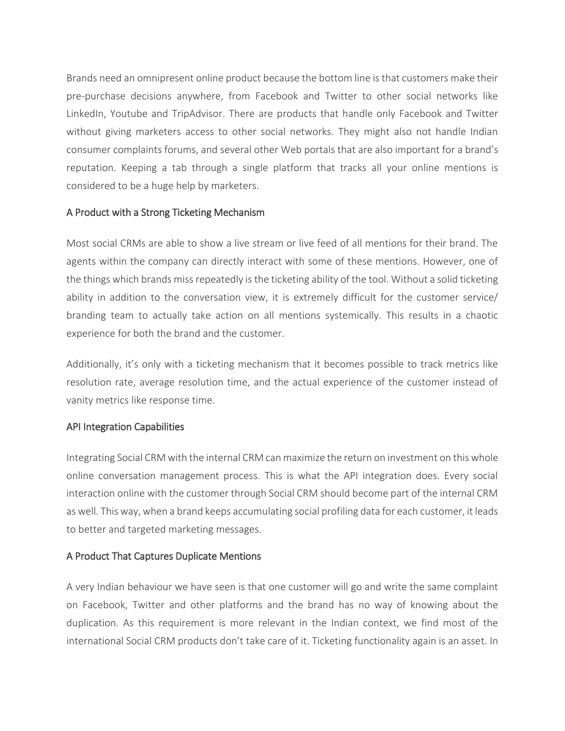Brands need an omnipresent online product because the bottom line is that customers make their pre-purchase decisions anywhere, from Facebook and Twitter to other social networks like LinkedIn, Youtube and TripAdvisor. There are products that handle only Facebook and Twitter without giving marketers access to other social networks. They might also not handle Indian consumer complaints forums, and several other Web portals that are also important for a brand's reputation. Keeping a tab through a single platform that tracks all your online mentions is considered to be a huge help by marketers.

## A Product with a Strong Ticketing Mechanism

Most social CRMs are able to show a live stream or live feed of all mentions for their brand. The agents within the company can directly interact with some of these mentions. However, one of the things which brands miss repeatedly is the ticketing ability of the tool. Without a solid ticketing ability in addition to the conversation view, it is extremely difficult for the customer service/ branding team to actually take action on all mentions systemically. This results in a chaotic experience for both the brand and the customer.

Additionally, it's only with a ticketing mechanism that it becomes possible to track metrics like resolution rate, average resolution time, and the actual experience of the customer instead of vanity metrics like response time.

## API Integration Capabilities

Integrating Social CRM with the internal CRM can maximize the return on investment on this whole online conversation management process. This is what the API integration does. Every social interaction online with the customer through Social CRM should become part of the internal CRM as well. This way, when a brand keeps accumulating social profiling data for each customer, it leads to better and targeted marketing messages.

## A Product That Captures Duplicate Mentions

A very Indian behaviour we have seen is that one customer will go and write the same complaint on Facebook, Twitter and other platforms and the brand has no way of knowing about the duplication. As this requirement is more relevant in the Indian context, we find most of the international Social CRM products don't take care of it. Ticketing functionality again is an asset. In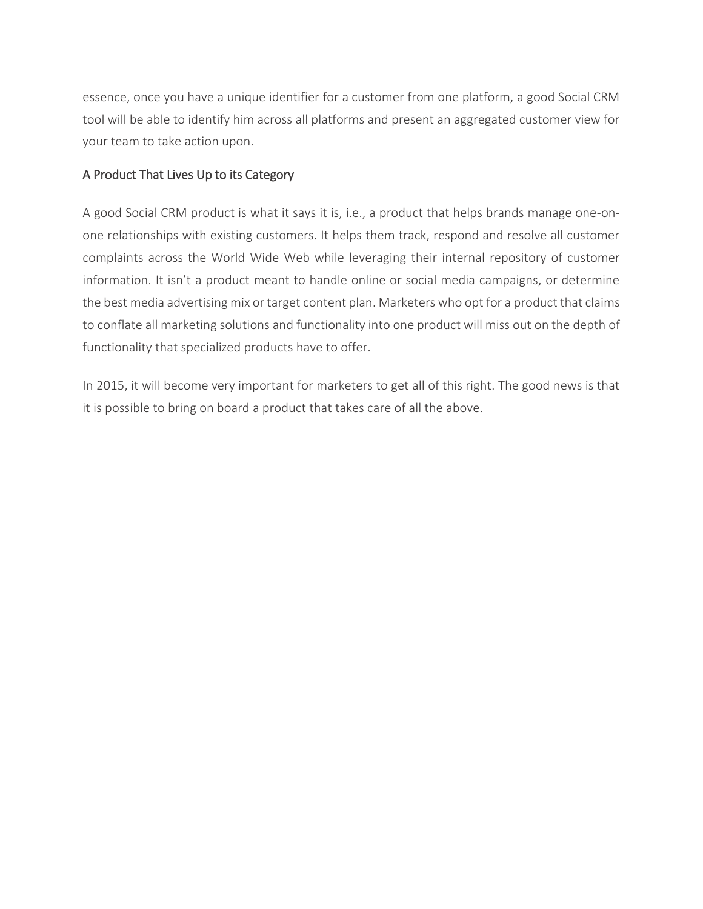essence, once you have a unique identifier for a customer from one platform, a good Social CRM tool will be able to identify him across all platforms and present an aggregated customer view for your team to take action upon.

## A Product That Lives Up to its Category

A good Social CRM product is what it says it is, i.e., a product that helps brands manage one-on-one relationships with existing customers. It helps them track, respond and resolve all customer complaints across the World Wide Web while leveraging their internal repository of customer information. It isn't a product meant to handle online or social media campaigns, or determine the best media advertising mix or target content plan. Marketers who opt for a product that claims to conflate all marketing solutions and functionality into one product will miss out on the depth of functionality that specialized products have to offer.

In 2015, it will become very important for marketers to get all of this right. The good news is that it is possible to bring on board a product that takes care of all the above.